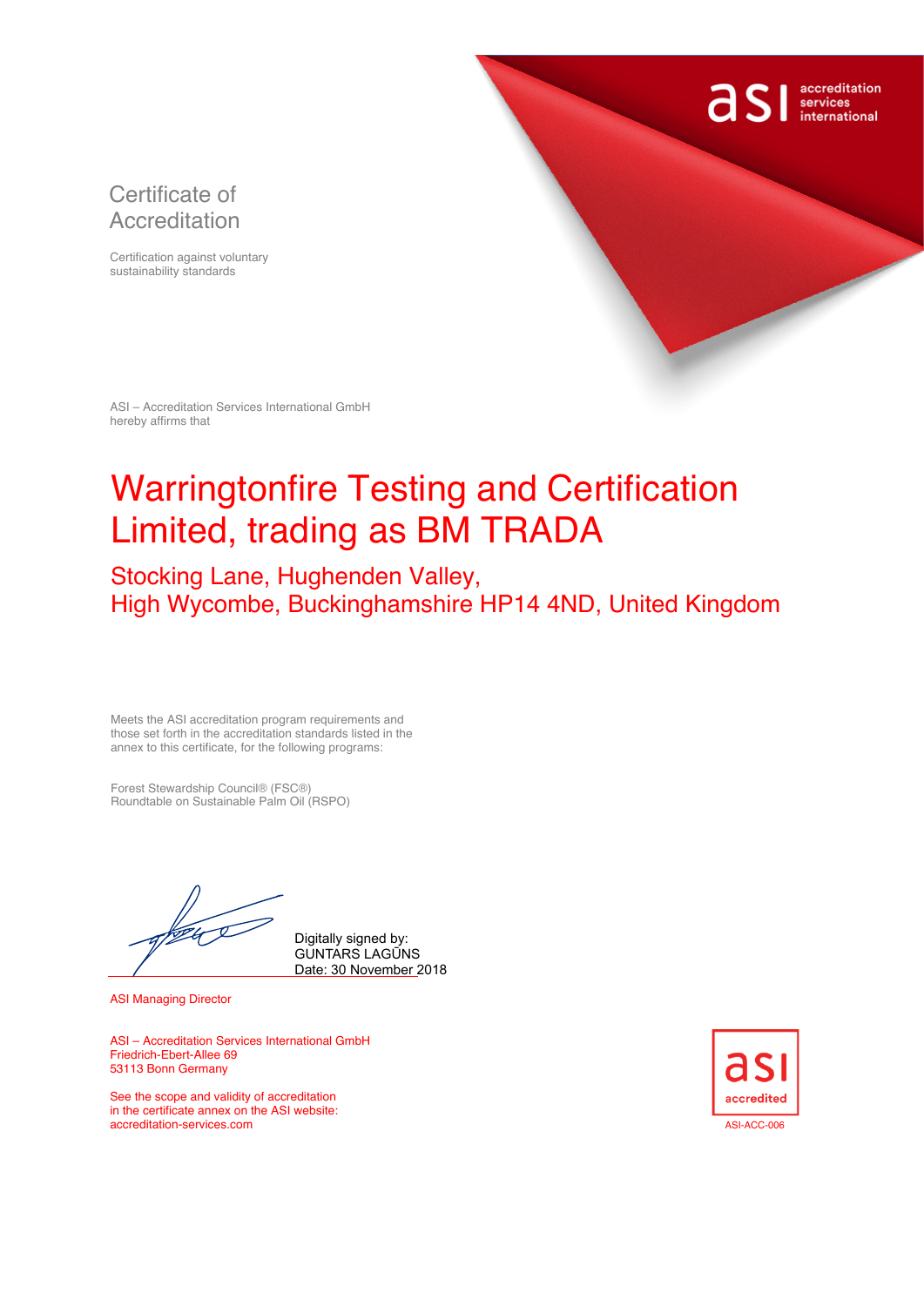asi accreditation services international

# Certificate of Accreditation

Certification against voluntary sustainability standards

ASI – Accreditation Services International GmbH
hereby affirms that

## Warringtonfire Testing and Certification Limited, trading as BM TRADA

### Stocking Lane, Hughenden Valley,
### High Wycombe, Buckinghamshire HP14 4ND, United Kingdom

Meets the ASI accreditation program requirements and those set forth in the accreditation standards listed in the annex to this certificate, for the following programs:

Forest Stewardship Council® (FSC®)
Roundtable on Sustainable Palm Oil (RSPO)

Digitally signed by:
GUNTARS LAGŪNS
Date: 30 November 2018

ASI Managing Director

ASI – Accreditation Services International GmbH
Friedrich-Ebert-Allee 69
53113 Bonn Germany

See the scope and validity of accreditation in the certificate annex on the ASI website:
accreditation-services.com

asi accredited
ASI-ACC-006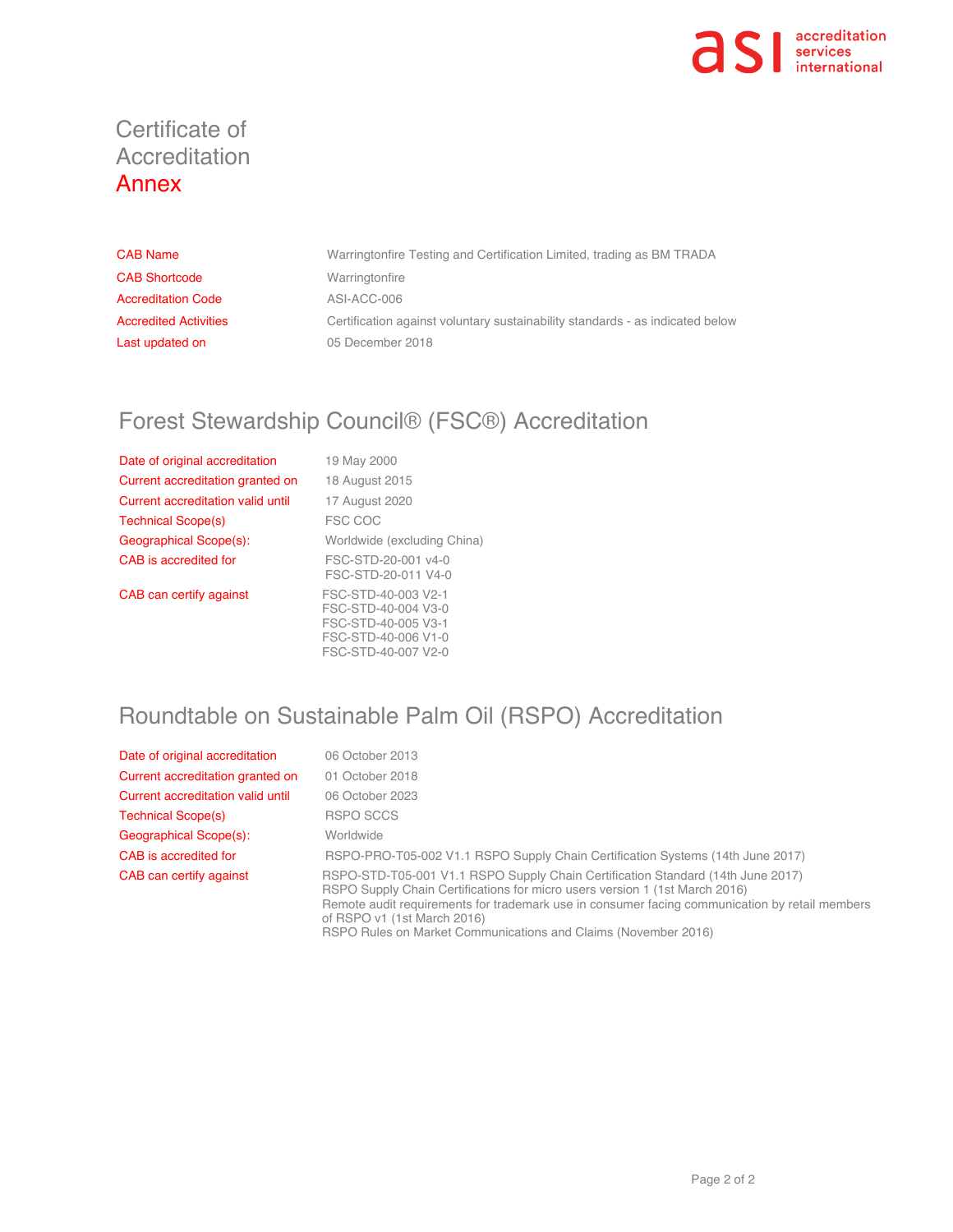# Certificate of Accreditation Annex

| | |
|---|---|
| CAB Name | Warringtonfire Testing and Certification Limited, trading as BM TRADA |
| CAB Shortcode | Warringtonfire |
| Accreditation Code | ASI-ACC-006 |
| Accredited Activities | Certification against voluntary sustainability standards - as indicated below |
| Last updated on | 05 December 2018 |

## Forest Stewardship Council® (FSC®) Accreditation

| | |
|---|---|
| Date of original accreditation | 19 May 2000 |
| Current accreditation granted on | 18 August 2015 |
| Current accreditation valid until | 17 August 2020 |
| Technical Scope(s) | FSC COC |
| Geographical Scope(s): | Worldwide (excluding China) |
| CAB is accredited for | FSC-STD-20-001 v4-0<br>FSC-STD-20-011 V4-0 |
| CAB can certify against | FSC-STD-40-003 V2-1<br>FSC-STD-40-004 V3-0<br>FSC-STD-40-005 V3-1<br>FSC-STD-40-006 V1-0<br>FSC-STD-40-007 V2-0 |

## Roundtable on Sustainable Palm Oil (RSPO) Accreditation

| | |
|---|---|
| Date of original accreditation | 06 October 2013 |
| Current accreditation granted on | 01 October 2018 |
| Current accreditation valid until | 06 October 2023 |
| Technical Scope(s) | RSPO SCCS |
| Geographical Scope(s): | Worldwide |
| CAB is accredited for | RSPO-PRO-T05-002 V1.1 RSPO Supply Chain Certification Systems (14th June 2017) |
| CAB can certify against | RSPO-STD-T05-001 V1.1 RSPO Supply Chain Certification Standard (14th June 2017)<br>RSPO Supply Chain Certifications for micro users version 1 (1st March 2016)<br>Remote audit requirements for trademark use in consumer facing communication by retail members of RSPO v1 (1st March 2016)<br>RSPO Rules on Market Communications and Claims (November 2016) |